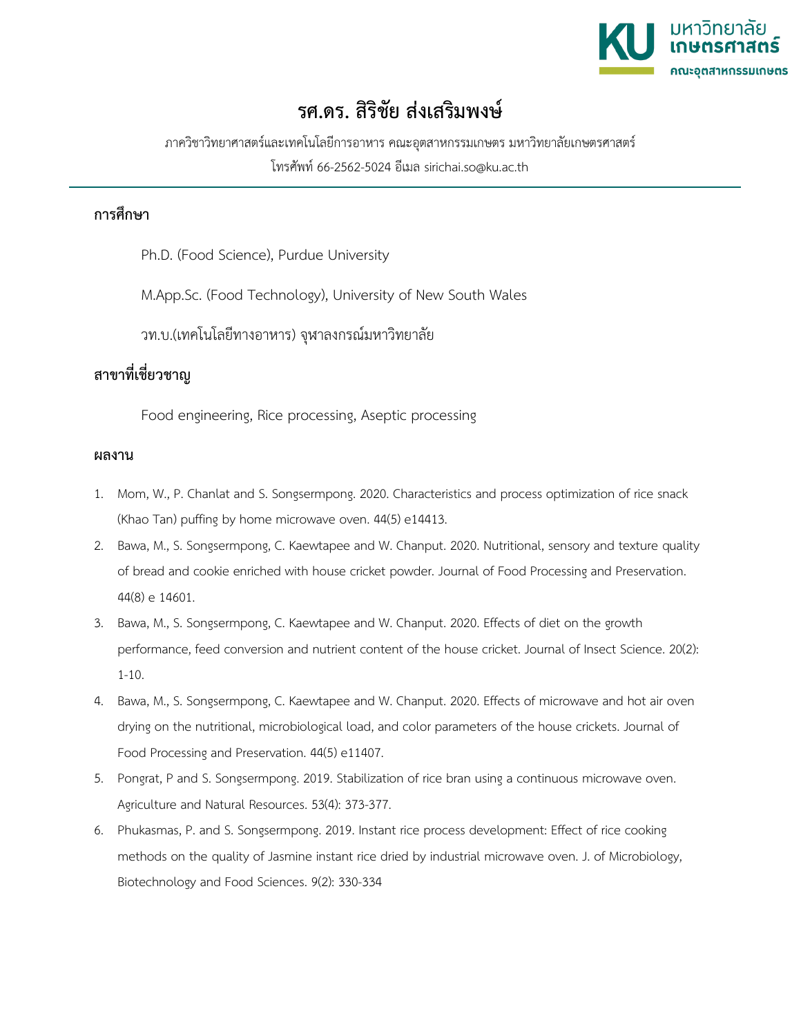# รศ.ดร. สิริชัย ส่งเสริมพงษ์

ภาควิชาวิทยาศาสตร์และเทคโนโลยีการอาหาร คณะอุตสาหกรรมเกษตร มหาวิทยาลัยเกษตรศาสตร์

โทรศัพท์ 66-2562-5024 อีเมล sirichai.so@ku.ac.th

## การศึกษา

Ph.D. (Food Science), Purdue University

M.App.Sc. (Food Technology), University of New South Wales

วท.บ.(เทคโนโลยีทางอาหาร) จุฬาลงกรณ์มหาวิทยาลัย

## สาขาที่เชี่ยวชาญ

Food engineering, Rice processing, Aseptic processing

## ผลงาน

1. Mom, W., P. Chanlat and S. Songsermpong. 2020. Characteristics and process optimization of rice snack (Khao Tan) puffing by home microwave oven. 44(5) e14413.
2. Bawa, M., S. Songsermpong, C. Kaewtapee and W. Chanput. 2020. Nutritional, sensory and texture quality of bread and cookie enriched with house cricket powder. Journal of Food Processing and Preservation. 44(8) e 14601.
3. Bawa, M., S. Songsermpong, C. Kaewtapee and W. Chanput. 2020. Effects of diet on the growth performance, feed conversion and nutrient content of the house cricket. Journal of Insect Science. 20(2): 1-10.
4. Bawa, M., S. Songsermpong, C. Kaewtapee and W. Chanput. 2020. Effects of microwave and hot air oven drying on the nutritional, microbiological load, and color parameters of the house crickets. Journal of Food Processing and Preservation. 44(5) e11407.
5. Pongrat, P and S. Songsermpong. 2019. Stabilization of rice bran using a continuous microwave oven. Agriculture and Natural Resources. 53(4): 373-377.
6. Phukasmas, P. and S. Songsermpong. 2019. Instant rice process development: Effect of rice cooking methods on the quality of Jasmine instant rice dried by industrial microwave oven. J. of Microbiology, Biotechnology and Food Sciences. 9(2): 330-334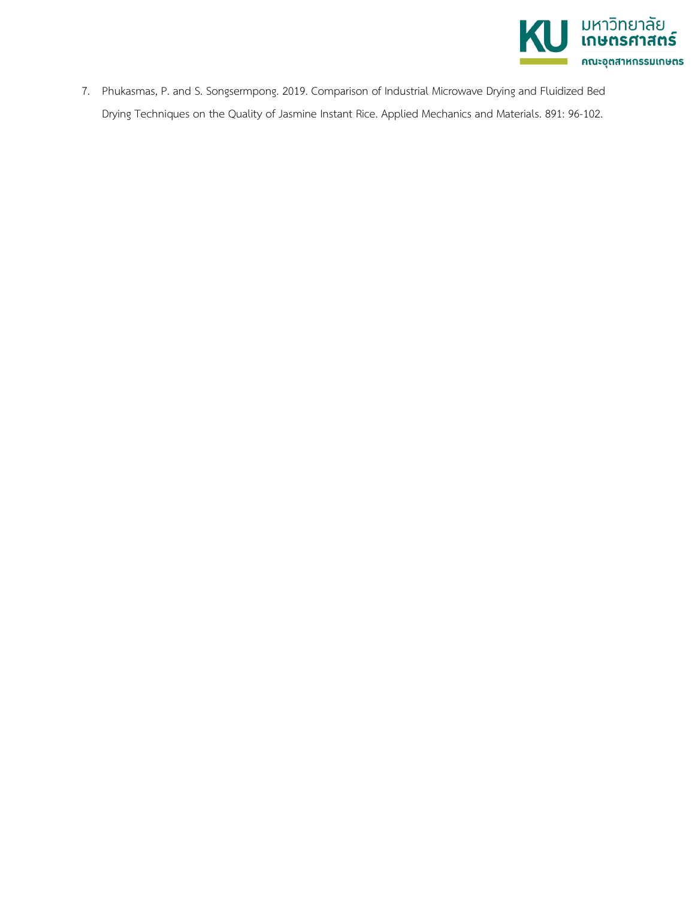7. Phukasmas, P. and S. Songsermpong. 2019. Comparison of Industrial Microwave Drying and Fluidized Bed Drying Techniques on the Quality of Jasmine Instant Rice. Applied Mechanics and Materials. 891: 96-102.